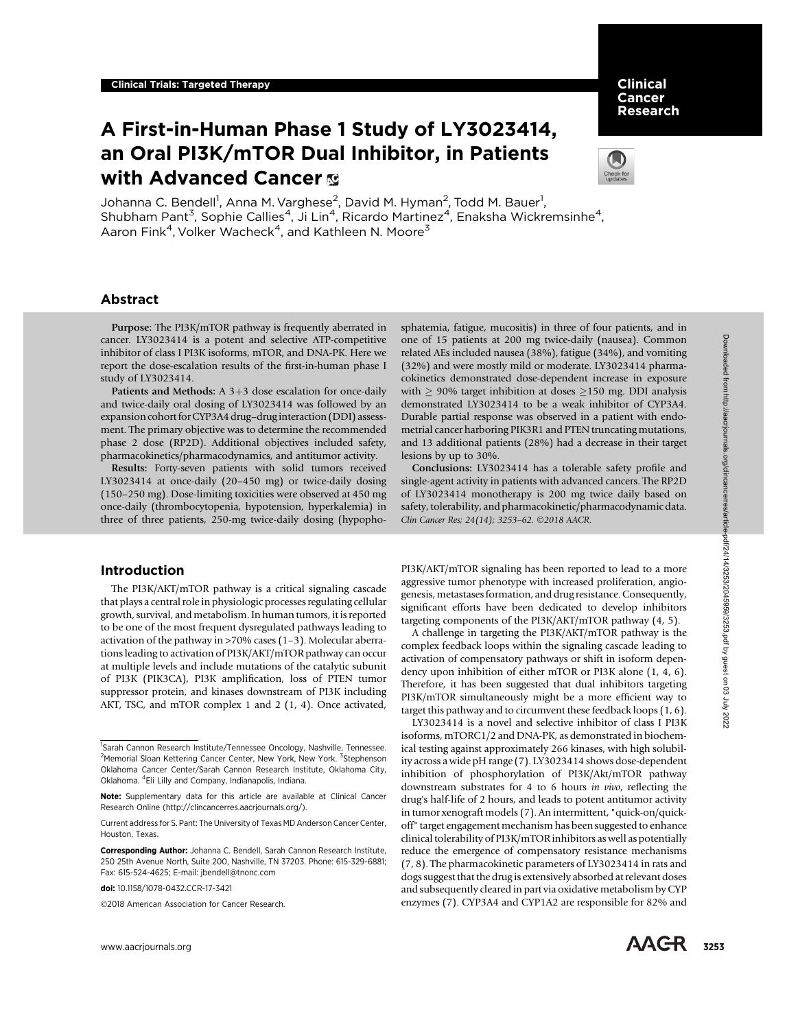Clinical Trials: Targeted Therapy

# A First-in-Human Phase 1 Study of LY3023414, an Oral PI3K/mTOR Dual Inhibitor, in Patients with Advanced Cancer

Johanna C. Bendell[1], Anna M. Varghese[2], David M. Hyman[2], Todd M. Bauer[1], Shubham Pant[3], Sophie Callies[4], Ji Lin[4], Ricardo Martinez[4], Enaksha Wickremsinhe[4], Aaron Fink[4], Volker Wacheck[4], and Kathleen N. Moore[3]

## Abstract

**Purpose:** The PI3K/mTOR pathway is frequently aberrated in cancer. LY3023414 is a potent and selective ATP-competitive inhibitor of class I PI3K isoforms, mTOR, and DNA-PK. Here we report the dose-escalation results of the first-in-human phase I study of LY3023414.

**Patients and Methods:** A 3+3 dose escalation for once-daily and twice-daily oral dosing of LY3023414 was followed by an expansion cohort for CYP3A4 drug–drug interaction (DDI) assessment. The primary objective was to determine the recommended phase 2 dose (RP2D). Additional objectives included safety, pharmacokinetics/pharmacodynamics, and antitumor activity.

**Results:** Forty-seven patients with solid tumors received LY3023414 at once-daily (20–450 mg) or twice-daily dosing (150–250 mg). Dose-limiting toxicities were observed at 450 mg once-daily (thrombocytopenia, hypotension, hyperkalemia) in three of three patients, 250-mg twice-daily dosing (hypophosphatemia, fatigue, mucositis) in three of four patients, and in one of 15 patients at 200 mg twice-daily (nausea). Common related AEs included nausea (38%), fatigue (34%), and vomiting (32%) and were mostly mild or moderate. LY3023414 pharmacokinetics demonstrated dose-dependent increase in exposure with $\geq$ 90% target inhibition at doses $\geq$150 mg. DDI analysis demonstrated LY3023414 to be a weak inhibitor of CYP3A4. Durable partial response was observed in a patient with endometrial cancer harboring PIK3R1 and PTEN truncating mutations, and 13 additional patients (28%) had a decrease in their target lesions by up to 30%.

**Conclusions:** LY3023414 has a tolerable safety profile and single-agent activity in patients with advanced cancers. The RP2D of LY3023414 monotherapy is 200 mg twice daily based on safety, tolerability, and pharmacokinetic/pharmacodynamic data. *Clin Cancer Res; 24(14); 3253–62. ©2018 AACR.*

## Introduction

The PI3K/AKT/mTOR pathway is a critical signaling cascade that plays a central role in physiologic processes regulating cellular growth, survival, and metabolism. In human tumors, it is reported to be one of the most frequent dysregulated pathways leading to activation of the pathway in >70% cases (1–3). Molecular aberrations leading to activation of PI3K/AKT/mTOR pathway can occur at multiple levels and include mutations of the catalytic subunit of PI3K (PIK3CA), PI3K amplification, loss of PTEN tumor suppressor protein, and kinases downstream of PI3K including AKT, TSC, and mTOR complex 1 and 2 (1, 4). Once activated, PI3K/AKT/mTOR signaling has been reported to lead to a more aggressive tumor phenotype with increased proliferation, angiogenesis, metastases formation, and drug resistance. Consequently, significant efforts have been dedicated to develop inhibitors targeting components of the PI3K/AKT/mTOR pathway (4, 5).

A challenge in targeting the PI3K/AKT/mTOR pathway is the complex feedback loops within the signaling cascade leading to activation of compensatory pathways or shift in isoform dependency upon inhibition of either mTOR or PI3K alone (1, 4, 6). Therefore, it has been suggested that dual inhibitors targeting PI3K/mTOR simultaneously might be a more efficient way to target this pathway and to circumvent these feedback loops (1, 6).

LY3023414 is a novel and selective inhibitor of class I PI3K isoforms, mTORC1/2 and DNA-PK, as demonstrated in biochemical testing against approximately 266 kinases, with high solubility across a wide pH range (7). LY3023414 shows dose-dependent inhibition of phosphorylation of PI3K/Akt/mTOR pathway downstream substrates for 4 to 6 hours *in vivo*, reflecting the drug's half-life of 2 hours, and leads to potent antitumor activity in tumor xenograft models (7). An intermittent, "quick-on/quick-off" target engagement mechanism has been suggested to enhance clinical tolerability of PI3K/mTOR inhibitors as well as potentially reduce the emergence of compensatory resistance mechanisms (7, 8). The pharmacokinetic parameters of LY3023414 in rats and dogs suggest that the drug is extensively absorbed at relevant doses and subsequently cleared in part via oxidative metabolism by CYP enzymes (7). CYP3A4 and CYP1A2 are responsible for 82% and

---

[1]Sarah Cannon Research Institute/Tennessee Oncology, Nashville, Tennessee. [2]Memorial Sloan Kettering Cancer Center, New York, New York. [3]Stephenson Oklahoma Cancer Center/Sarah Cannon Research Institute, Oklahoma City, Oklahoma. [4]Eli Lilly and Company, Indianapolis, Indiana.

**Note:** Supplementary data for this article are available at Clinical Cancer Research Online (http://clincancerres.aacrjournals.org/).

Current address for S. Pant: The University of Texas MD Anderson Cancer Center, Houston, Texas.

**Corresponding Author:** Johanna C. Bendell, Sarah Cannon Research Institute, 250 25th Avenue North, Suite 200, Nashville, TN 37203. Phone: 615-329-6881; Fax: 615-524-4625; E-mail: jbendell@tnonc.com

**doi:** 10.1158/1078-0432.CCR-17-3421

©2018 American Association for Cancer Research.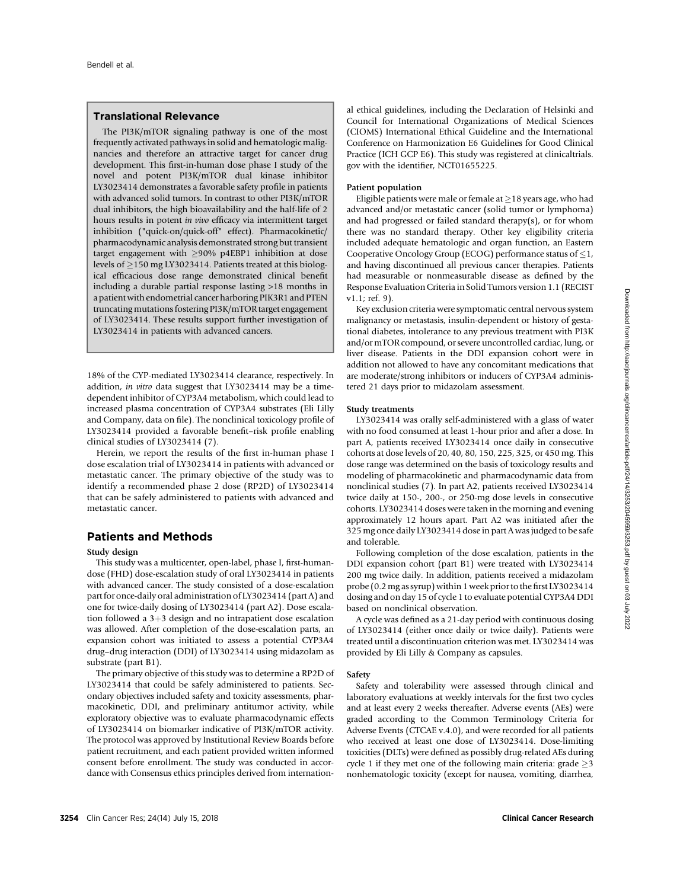## Translational Relevance

The PI3K/mTOR signaling pathway is one of the most frequently activated pathways in solid and hematologic malignancies and therefore an attractive target for cancer drug development. This first-in-human dose phase I study of the novel and potent PI3K/mTOR dual kinase inhibitor LY3023414 demonstrates a favorable safety profile in patients with advanced solid tumors. In contrast to other PI3K/mTOR dual inhibitors, the high bioavailability and the half-life of 2 hours results in potent *in vivo* efficacy via intermittent target inhibition ("quick-on/quick-off" effect). Pharmacokinetic/pharmacodynamic analysis demonstrated strong but transient target engagement with ≥90% p4EBP1 inhibition at dose levels of ≥150 mg LY3023414. Patients treated at this biological efficacious dose range demonstrated clinical benefit including a durable partial response lasting >18 months in a patient with endometrial cancer harboring PIK3R1 and PTEN truncating mutations fostering PI3K/mTOR target engagement of LY3023414. These results support further investigation of LY3023414 in patients with advanced cancers.

18% of the CYP-mediated LY3023414 clearance, respectively. In addition, *in vitro* data suggest that LY3023414 may be a time-dependent inhibitor of CYP3A4 metabolism, which could lead to increased plasma concentration of CYP3A4 substrates (Eli Lilly and Company, data on file). The nonclinical toxicology profile of LY3023414 provided a favorable benefit–risk profile enabling clinical studies of LY3023414 (7).

Herein, we report the results of the first in-human phase I dose escalation trial of LY3023414 in patients with advanced or metastatic cancer. The primary objective of the study was to identify a recommended phase 2 dose (RP2D) of LY3023414 that can be safely administered to patients with advanced and metastatic cancer.

## Patients and Methods

### Study design

This study was a multicenter, open-label, phase I, first-human-dose (FHD) dose-escalation study of oral LY3023414 in patients with advanced cancer. The study consisted of a dose-escalation part for once-daily oral administration of LY3023414 (part A) and one for twice-daily dosing of LY3023414 (part A2). Dose escalation followed a 3+3 design and no intrapatient dose escalation was allowed. After completion of the dose-escalation parts, an expansion cohort was initiated to assess a potential CYP3A4 drug–drug interaction (DDI) of LY3023414 using midazolam as substrate (part B1).

The primary objective of this study was to determine a RP2D of LY3023414 that could be safely administered to patients. Secondary objectives included safety and toxicity assessments, pharmacokinetic, DDI, and preliminary antitumor activity, while exploratory objective was to evaluate pharmacodynamic effects of LY3023414 on biomarker indicative of PI3K/mTOR activity. The protocol was approved by Institutional Review Boards before patient recruitment, and each patient provided written informed consent before enrollment. The study was conducted in accordance with Consensus ethics principles derived from international ethical guidelines, including the Declaration of Helsinki and Council for International Organizations of Medical Sciences (CIOMS) International Ethical Guideline and the International Conference on Harmonization E6 Guidelines for Good Clinical Practice (ICH GCP E6). This study was registered at clinicaltrials.gov with the identifier, NCT01655225.

### Patient population

Eligible patients were male or female at ≥18 years age, who had advanced and/or metastatic cancer (solid tumor or lymphoma) and had progressed or failed standard therapy(s), or for whom there was no standard therapy. Other key eligibility criteria included adequate hematologic and organ function, an Eastern Cooperative Oncology Group (ECOG) performance status of ≤1, and having discontinued all previous cancer therapies. Patients had measurable or nonmeasurable disease as defined by the Response Evaluation Criteria in Solid Tumors version 1.1 (RECIST v1.1; ref. 9).

Key exclusion criteria were symptomatic central nervous system malignancy or metastasis, insulin-dependent or history of gestational diabetes, intolerance to any previous treatment with PI3K and/or mTOR compound, or severe uncontrolled cardiac, lung, or liver disease. Patients in the DDI expansion cohort were in addition not allowed to have any concomitant medications that are moderate/strong inhibitors or inducers of CYP3A4 administered 21 days prior to midazolam assessment.

### Study treatments

LY3023414 was orally self-administered with a glass of water with no food consumed at least 1-hour prior and after a dose. In part A, patients received LY3023414 once daily in consecutive cohorts at dose levels of 20, 40, 80, 150, 225, 325, or 450 mg. This dose range was determined on the basis of toxicology results and modeling of pharmacokinetic and pharmacodynamic data from nonclinical studies (7). In part A2, patients received LY3023414 twice daily at 150-, 200-, or 250-mg dose levels in consecutive cohorts. LY3023414 doses were taken in the morning and evening approximately 12 hours apart. Part A2 was initiated after the 325 mg once daily LY3023414 dose in part A was judged to be safe and tolerable.

Following completion of the dose escalation, patients in the DDI expansion cohort (part B1) were treated with LY3023414 200 mg twice daily. In addition, patients received a midazolam probe (0.2 mg as syrup) within 1 week prior to the first LY3023414 dosing and on day 15 of cycle 1 to evaluate potential CYP3A4 DDI based on nonclinical observation.

A cycle was defined as a 21-day period with continuous dosing of LY3023414 (either once daily or twice daily). Patients were treated until a discontinuation criterion was met. LY3023414 was provided by Eli Lilly & Company as capsules.

### Safety

Safety and tolerability were assessed through clinical and laboratory evaluations at weekly intervals for the first two cycles and at least every 2 weeks thereafter. Adverse events (AEs) were graded according to the Common Terminology Criteria for Adverse Events (CTCAE v.4.0), and were recorded for all patients who received at least one dose of LY3023414. Dose-limiting toxicities (DLTs) were defined as possibly drug-related AEs during cycle 1 if they met one of the following main criteria: grade ≥3 nonhematologic toxicity (except for nausea, vomiting, diarrhea,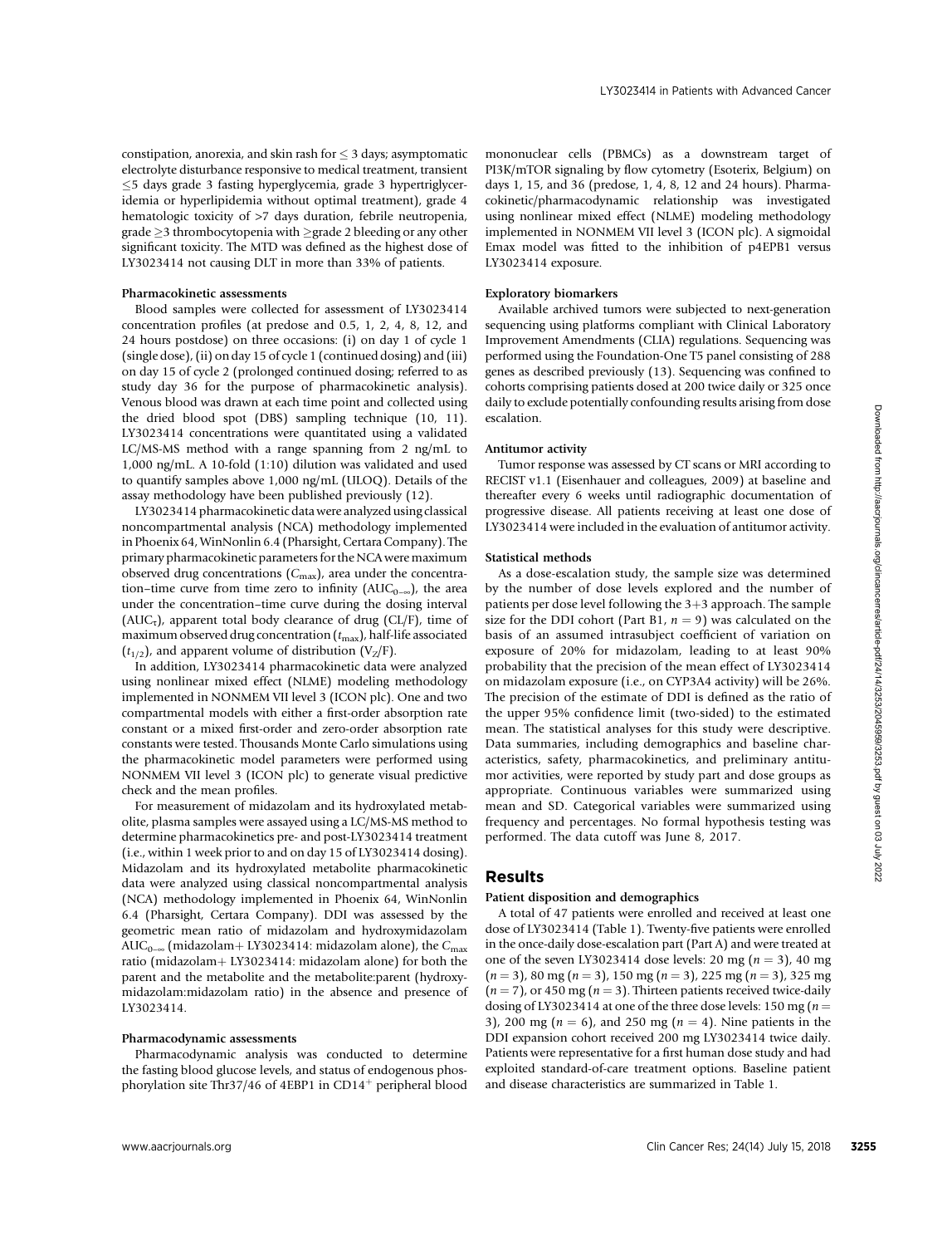constipation, anorexia, and skin rash for ≤ 3 days; asymptomatic electrolyte disturbance responsive to medical treatment, transient ≤5 days grade 3 fasting hyperglycemia, grade 3 hypertriglyceridemia or hyperlipidemia without optimal treatment), grade 4 hematologic toxicity of >7 days duration, febrile neutropenia, grade ≥3 thrombocytopenia with ≥grade 2 bleeding or any other significant toxicity. The MTD was defined as the highest dose of LY3023414 not causing DLT in more than 33% of patients.

#### Pharmacokinetic assessments

Blood samples were collected for assessment of LY3023414 concentration profiles (at predose and 0.5, 1, 2, 4, 8, 12, and 24 hours postdose) on three occasions: (i) on day 1 of cycle 1 (single dose), (ii) on day 15 of cycle 1 (continued dosing) and (iii) on day 15 of cycle 2 (prolonged continued dosing; referred to as study day 36 for the purpose of pharmacokinetic analysis). Venous blood was drawn at each time point and collected using the dried blood spot (DBS) sampling technique (10, 11). LY3023414 concentrations were quantitated using a validated LC/MS-MS method with a range spanning from 2 ng/mL to 1,000 ng/mL. A 10-fold (1:10) dilution was validated and used to quantify samples above 1,000 ng/mL (ULOQ). Details of the assay methodology have been published previously (12).

LY3023414 pharmacokinetic data were analyzed using classical noncompartmental analysis (NCA) methodology implemented in Phoenix 64, WinNonlin 6.4 (Pharsight, Certara Company). The primary pharmacokinetic parameters for the NCA were maximum observed drug concentrations ($C_{max}$), area under the concentration–time curve from time zero to infinity ($AUC_{0-\infty}$), the area under the concentration–time curve during the dosing interval ($AUC_{\tau}$), apparent total body clearance of drug (CL/F), time of maximum observed drug concentration ($t_{max}$), half-life associated ($t_{1/2}$), and apparent volume of distribution ($V_Z$/F).

In addition, LY3023414 pharmacokinetic data were analyzed using nonlinear mixed effect (NLME) modeling methodology implemented in NONMEM VII level 3 (ICON plc). One and two compartmental models with either a first-order absorption rate constant or a mixed first-order and zero-order absorption rate constants were tested. Thousands Monte Carlo simulations using the pharmacokinetic model parameters were performed using NONMEM VII level 3 (ICON plc) to generate visual predictive check and the mean profiles.

For measurement of midazolam and its hydroxylated metabolite, plasma samples were assayed using a LC/MS-MS method to determine pharmacokinetics pre- and post-LY3023414 treatment (i.e., within 1 week prior to and on day 15 of LY3023414 dosing). Midazolam and its hydroxylated metabolite pharmacokinetic data were analyzed using classical noncompartmental analysis (NCA) methodology implemented in Phoenix 64, WinNonlin 6.4 (Pharsight, Certara Company). DDI was assessed by the geometric mean ratio of midazolam and hydroxymidazolam $AUC_{0-\infty}$ (midazolam+ LY3023414: midazolam alone), the $C_{max}$ ratio (midazolam+ LY3023414: midazolam alone) for both the parent and the metabolite and the metabolite:parent (hydroxymidazolam:midazolam ratio) in the absence and presence of LY3023414.

#### Pharmacodynamic assessments

Pharmacodynamic analysis was conducted to determine the fasting blood glucose levels, and status of endogenous phosphorylation site Thr37/46 of 4EBP1 in $CD14^{+}$ peripheral blood mononuclear cells (PBMCs) as a downstream target of PI3K/mTOR signaling by flow cytometry (Esoterix, Belgium) on days 1, 15, and 36 (predose, 1, 4, 8, 12 and 24 hours). Pharmacokinetic/pharmacodynamic relationship was investigated using nonlinear mixed effect (NLME) modeling methodology implemented in NONMEM VII level 3 (ICON plc). A sigmoidal Emax model was fitted to the inhibition of p4EPB1 versus LY3023414 exposure.

#### Exploratory biomarkers

Available archived tumors were subjected to next-generation sequencing using platforms compliant with Clinical Laboratory Improvement Amendments (CLIA) regulations. Sequencing was performed using the Foundation-One T5 panel consisting of 288 genes as described previously (13). Sequencing was confined to cohorts comprising patients dosed at 200 twice daily or 325 once daily to exclude potentially confounding results arising from dose escalation.

#### Antitumor activity

Tumor response was assessed by CT scans or MRI according to RECIST v1.1 (Eisenhauer and colleagues, 2009) at baseline and thereafter every 6 weeks until radiographic documentation of progressive disease. All patients receiving at least one dose of LY3023414 were included in the evaluation of antitumor activity.

#### Statistical methods

As a dose-escalation study, the sample size was determined by the number of dose levels explored and the number of patients per dose level following the 3+3 approach. The sample size for the DDI cohort (Part B1, $n = 9$) was calculated on the basis of an assumed intrasubject coefficient of variation on exposure of 20% for midazolam, leading to at least 90% probability that the precision of the mean effect of LY3023414 on midazolam exposure (i.e., on CYP3A4 activity) will be 26%. The precision of the estimate of DDI is defined as the ratio of the upper 95% confidence limit (two-sided) to the estimated mean. The statistical analyses for this study were descriptive. Data summaries, including demographics and baseline characteristics, safety, pharmacokinetics, and preliminary antitumor activities, were reported by study part and dose groups as appropriate. Continuous variables were summarized using mean and SD. Categorical variables were summarized using frequency and percentages. No formal hypothesis testing was performed. The data cutoff was June 8, 2017.

## Results

#### Patient disposition and demographics

A total of 47 patients were enrolled and received at least one dose of LY3023414 (Table 1). Twenty-five patients were enrolled in the once-daily dose-escalation part (Part A) and were treated at one of the seven LY3023414 dose levels: 20 mg ($n = 3$), 40 mg ($n = 3$), 80 mg ($n = 3$), 150 mg ($n = 3$), 225 mg ($n = 3$), 325 mg ($n = 7$), or 450 mg ($n = 3$). Thirteen patients received twice-daily dosing of LY3023414 at one of the three dose levels: 150 mg ($n = 3$), 200 mg ($n = 6$), and 250 mg ($n = 4$). Nine patients in the DDI expansion cohort received 200 mg LY3023414 twice daily. Patients were representative for a first human dose study and had exploited standard-of-care treatment options. Baseline patient and disease characteristics are summarized in Table 1.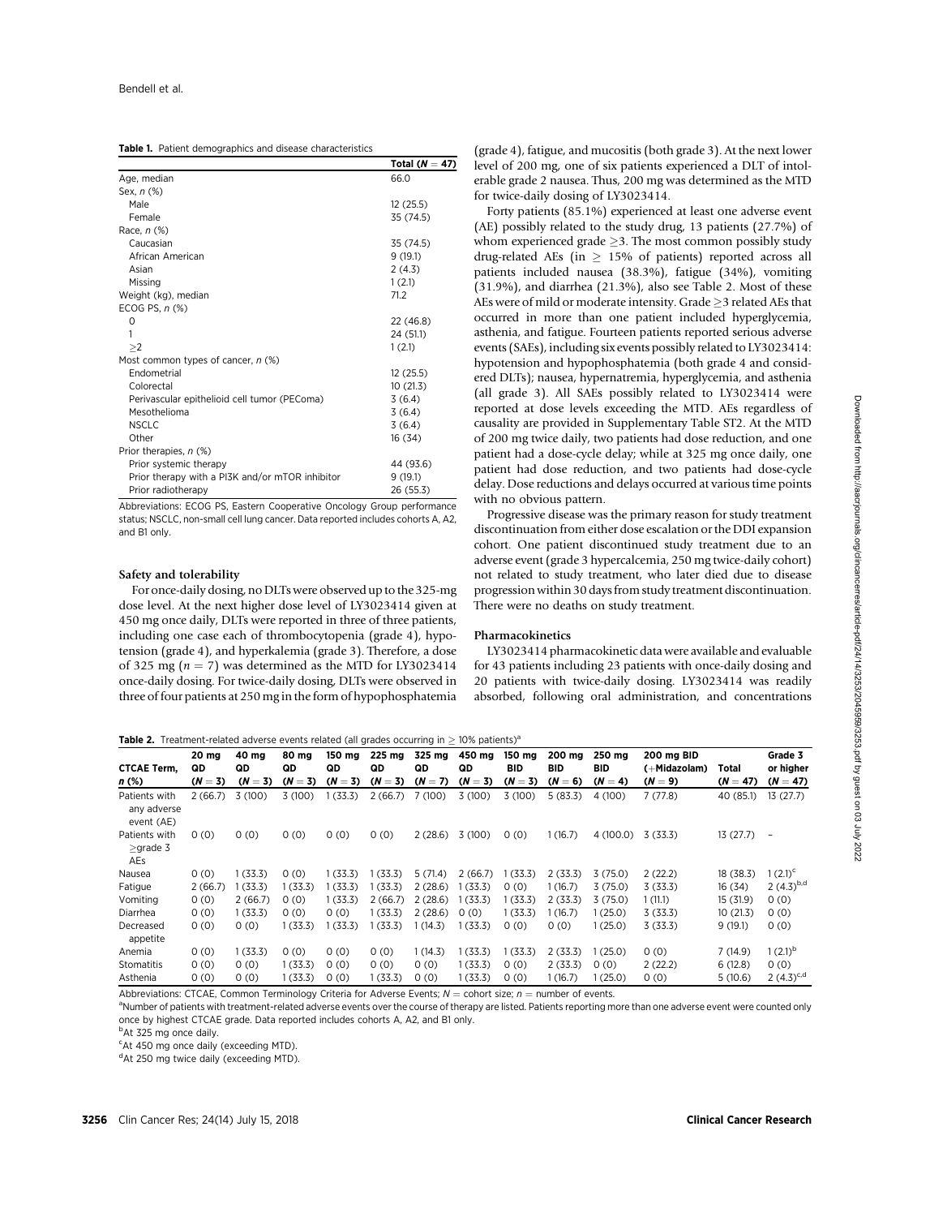**Table 1.** Patient demographics and disease characteristics

| | Total ($N = 47$) |
|---|---|
| Age, median | 66.0 |
| Sex, *n* (%) | |
| Male | 12 (25.5) |
| Female | 35 (74.5) |
| Race, *n* (%) | |
| Caucasian | 35 (74.5) |
| African American | 9 (19.1) |
| Asian | 2 (4.3) |
| Missing | 1 (2.1) |
| Weight (kg), median | 71.2 |
| ECOG PS, *n* (%) | |
| 0 | 22 (46.8) |
| 1 | 24 (51.1) |
| ≥2 | 1 (2.1) |
| Most common types of cancer, *n* (%) | |
| Endometrial | 12 (25.5) |
| Colorectal | 10 (21.3) |
| Perivascular epithelioid cell tumor (PEComa) | 3 (6.4) |
| Mesothelioma | 3 (6.4) |
| NSCLC | 3 (6.4) |
| Other | 16 (34) |
| Prior therapies, *n* (%) | |
| Prior systemic therapy | 44 (93.6) |
| Prior therapy with a PI3K and/or mTOR inhibitor | 9 (19.1) |
| Prior radiotherapy | 26 (55.3) |

Abbreviations: ECOG PS, Eastern Cooperative Oncology Group performance status; NSCLC, non-small cell lung cancer. Data reported includes cohorts A, A2, and B1 only.

### Safety and tolerability

For once-daily dosing, no DLTs were observed up to the 325-mg dose level. At the next higher dose level of LY3023414 given at 450 mg once daily, DLTs were reported in three of three patients, including one case each of thrombocytopenia (grade 4), hypotension (grade 4), and hyperkalemia (grade 3). Therefore, a dose of 325 mg ($n = 7$) was determined as the MTD for LY3023414 once-daily dosing. For twice-daily dosing, DLTs were observed in three of four patients at 250 mg in the form of hypophosphatemia (grade 4), fatigue, and mucositis (both grade 3). At the next lower level of 200 mg, one of six patients experienced a DLT of intolerable grade 2 nausea. Thus, 200 mg was determined as the MTD for twice-daily dosing of LY3023414.

Forty patients (85.1%) experienced at least one adverse event (AE) possibly related to the study drug, 13 patients (27.7%) of whom experienced grade ≥3. The most common possibly study drug-related AEs (in ≥ 15% of patients) reported across all patients included nausea (38.3%), fatigue (34%), vomiting (31.9%), and diarrhea (21.3%), also see Table 2. Most of these AEs were of mild or moderate intensity. Grade ≥3 related AEs that occurred in more than one patient included hyperglycemia, asthenia, and fatigue. Fourteen patients reported serious adverse events (SAEs), including six events possibly related to LY3023414: hypotension and hypophosphatemia (both grade 4 and considered DLTs); nausea, hypernatremia, hyperglycemia, and asthenia (all grade 3). All SAEs possibly related to LY3023414 were reported at dose levels exceeding the MTD. AEs regardless of causality are provided in Supplementary Table ST2. At the MTD of 200 mg twice daily, two patients had dose reduction, and one patient had a dose-cycle delay; while at 325 mg once daily, one patient had dose reduction, and two patients had dose-cycle delay. Dose reductions and delays occurred at various time points with no obvious pattern.

Progressive disease was the primary reason for study treatment discontinuation from either dose escalation or the DDI expansion cohort. One patient discontinued study treatment due to an adverse event (grade 3 hypercalcemia, 250 mg twice-daily cohort) not related to study treatment, who later died due to disease progression within 30 days from study treatment discontinuation. There were no deaths on study treatment.

### Pharmacokinetics

LY3023414 pharmacokinetic data were available and evaluable for 43 patients including 23 patients with once-daily dosing and 20 patients with twice-daily dosing. LY3023414 was readily absorbed, following oral administration, and concentrations

**Table 2.** Treatment-related adverse events related (all grades occurring in ≥ 10% patients)[a]

| CTCAE Term, *n* (%) | 20 mg QD ($N = 3$) | 40 mg QD ($N = 3$) | 80 mg QD ($N = 3$) | 150 mg QD ($N = 3$) | 225 mg QD ($N = 3$) | 325 mg QD ($N = 7$) | 450 mg QD ($N = 3$) | 150 mg BID ($N = 3$) | 200 mg BID ($N = 6$) | 250 mg BID ($N = 4$) | 200 mg BID (+Midazolam) ($N = 9$) | Total ($N = 47$) | Grade 3 or higher ($N = 47$) |
|---|---|---|---|---|---|---|---|---|---|---|---|---|---|
| Patients with any adverse event (AE) | 2 (66.7) | 3 (100) | 3 (100) | 1 (33.3) | 2 (66.7) | 7 (100) | 3 (100) | 3 (100) | 5 (83.3) | 4 (100) | 7 (77.8) | 40 (85.1) | 13 (27.7) |
| Patients with ≥grade 3 AEs | 0 (0) | 0 (0) | 0 (0) | 0 (0) | 0 (0) | 2 (28.6) | 3 (100) | 0 (0) | 1 (16.7) | 4 (100.0) | 3 (33.3) | 13 (27.7) | – |
| Nausea | 0 (0) | 1 (33.3) | 0 (0) | 1 (33.3) | 1 (33.3) | 5 (71.4) | 2 (66.7) | 1 (33.3) | 2 (33.3) | 3 (75.0) | 2 (22.2) | 18 (38.3) | 1 (2.1)[c] |
| Fatigue | 2 (66.7) | 1 (33.3) | 1 (33.3) | 1 (33.3) | 1 (33.3) | 2 (28.6) | 1 (33.3) | 0 (0) | 1 (16.7) | 3 (75.0) | 3 (33.3) | 16 (34) | 2 (4.3)[b,d] |
| Vomiting | 0 (0) | 2 (66.7) | 0 (0) | 1 (33.3) | 2 (66.7) | 2 (28.6) | 1 (33.3) | 1 (33.3) | 2 (33.3) | 3 (75.0) | 1 (11.1) | 15 (31.9) | 0 (0) |
| Diarrhea | 0 (0) | 1 (33.3) | 0 (0) | 0 (0) | 1 (33.3) | 2 (28.6) | 0 (0) | 1 (33.3) | 1 (16.7) | 1 (25.0) | 3 (33.3) | 10 (21.3) | 0 (0) |
| Decreased appetite | 0 (0) | 0 (0) | 1 (33.3) | 1 (33.3) | 1 (33.3) | 1 (14.3) | 1 (33.3) | 0 (0) | 0 (0) | 1 (25.0) | 3 (33.3) | 9 (19.1) | 0 (0) |
| Anemia | 0 (0) | 1 (33.3) | 0 (0) | 0 (0) | 0 (0) | 1 (14.3) | 1 (33.3) | 1 (33.3) | 2 (33.3) | 1 (25.0) | 0 (0) | 7 (14.9) | 1 (2.1)[b] |
| Stomatitis | 0 (0) | 0 (0) | 1 (33.3) | 0 (0) | 0 (0) | 0 (0) | 1 (33.3) | 0 (0) | 2 (33.3) | 0 (0) | 2 (22.2) | 6 (12.8) | 0 (0) |
| Asthenia | 0 (0) | 0 (0) | 1 (33.3) | 0 (0) | 1 (33.3) | 0 (0) | 1 (33.3) | 0 (0) | 1 (16.7) | 1 (25.0) | 0 (0) | 5 (10.6) | 2 (4.3)[c,d] |

Abbreviations: CTCAE, Common Terminology Criteria for Adverse Events; $N$ = cohort size; $n$ = number of events.

[a]Number of patients with treatment-related adverse events over the course of therapy are listed. Patients reporting more than one adverse event were counted only once by highest CTCAE grade. Data reported includes cohorts A, A2, and B1 only.

[b]At 325 mg once daily.

[c]At 450 mg once daily (exceeding MTD).

[d]At 250 mg twice daily (exceeding MTD).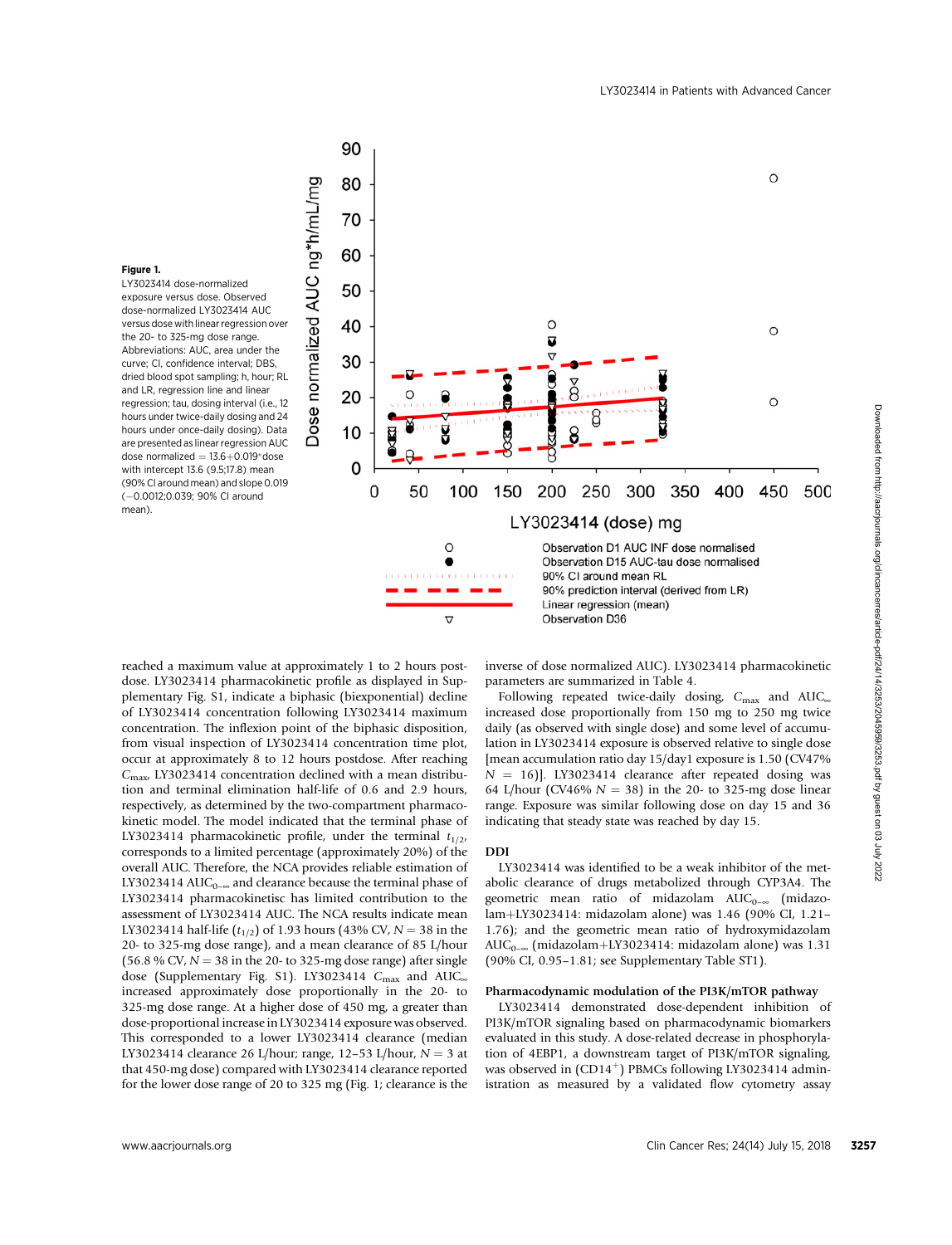**Figure 1.**
LY3023414 dose-normalized exposure versus dose. Observed dose-normalized LY3023414 AUC versus dose with linear regression over the 20- to 325-mg dose range. Abbreviations: AUC, area under the curve; CI, confidence interval; DBS, dried blood spot sampling; h, hour; RL and LR, regression line and linear regression; tau, dosing interval (i.e., 12 hours under twice-daily dosing and 24 hours under once-daily dosing). Data are presented as linear regression AUC dose normalized = 13.6+0.019*dose with intercept 13.6 (9.5;17.8) mean (90% CI around mean) and slope 0.019 (−0.0012;0.039; 90% CI around mean).

reached a maximum value at approximately 1 to 2 hours postdose. LY3023414 pharmacokinetic profile as displayed in Supplementary Fig. S1, indicate a biphasic (biexponential) decline of LY3023414 concentration following LY3023414 maximum concentration. The inflexion point of the biphasic disposition, from visual inspection of LY3023414 concentration time plot, occur at approximately 8 to 12 hours postdose. After reaching $C_{max}$, LY3023414 concentration declined with a mean distribution and terminal elimination half-life of 0.6 and 2.9 hours, respectively, as determined by the two-compartment pharmacokinetic model. The model indicated that the terminal phase of LY3023414 pharmacokinetic profile, under the terminal $t_{1/2}$, corresponds to a limited percentage (approximately 20%) of the overall AUC. Therefore, the NCA provides reliable estimation of LY3023414 $AUC_{0-\infty}$ and clearance because the terminal phase of LY3023414 pharmacokinetisc has limited contribution to the assessment of LY3023414 AUC. The NCA results indicate mean LY3023414 half-life ($t_{1/2}$) of 1.93 hours (43% CV, $N = 38$ in the 20- to 325-mg dose range), and a mean clearance of 85 L/hour (56.8 % CV, $N = 38$ in the 20- to 325-mg dose range) after single dose (Supplementary Fig. S1). LY3023414 $C_{max}$ and $AUC_{\infty}$ increased approximately dose proportionally in the 20- to 325-mg dose range. At a higher dose of 450 mg, a greater than dose-proportional increase in LY3023414 exposure was observed. This corresponded to a lower LY3023414 clearance (median LY3023414 clearance 26 L/hour; range, 12–53 L/hour, $N = 3$ at that 450-mg dose) compared with LY3023414 clearance reported for the lower dose range of 20 to 325 mg (Fig. 1; clearance is the inverse of dose normalized AUC). LY3023414 pharmacokinetic parameters are summarized in Table 4.

Following repeated twice-daily dosing, $C_{max}$ and $AUC_{\infty}$ increased dose proportionally from 150 mg to 250 mg twice daily (as observed with single dose) and some level of accumulation in LY3023414 exposure is observed relative to single dose [mean accumulation ratio day 15/day1 exposure is 1.50 (CV47% $N = 16$)]. LY3023414 clearance after repeated dosing was 64 L/hour (CV46% $N = 38$) in the 20- to 325-mg dose linear range. Exposure was similar following dose on day 15 and 36 indicating that steady state was reached by day 15.

## DDI

LY3023414 was identified to be a weak inhibitor of the metabolic clearance of drugs metabolized through CYP3A4. The geometric mean ratio of midazolam $AUC_{0-\infty}$ (midazolam+LY3023414: midazolam alone) was 1.46 (90% CI, 1.21–1.76); and the geometric mean ratio of hydroxymidazolam $AUC_{0-\infty}$ (midazolam+LY3023414: midazolam alone) was 1.31 (90% CI, 0.95–1.81; see Supplementary Table ST1).

## Pharmacodynamic modulation of the PI3K/mTOR pathway

LY3023414 demonstrated dose-dependent inhibition of PI3K/mTOR signaling based on pharmacodynamic biomarkers evaluated in this study. A dose-related decrease in phosphorylation of 4EBP1, a downstream target of PI3K/mTOR signaling, was observed in ($CD14^+$) PBMCs following LY3023414 administration as measured by a validated flow cytometry assay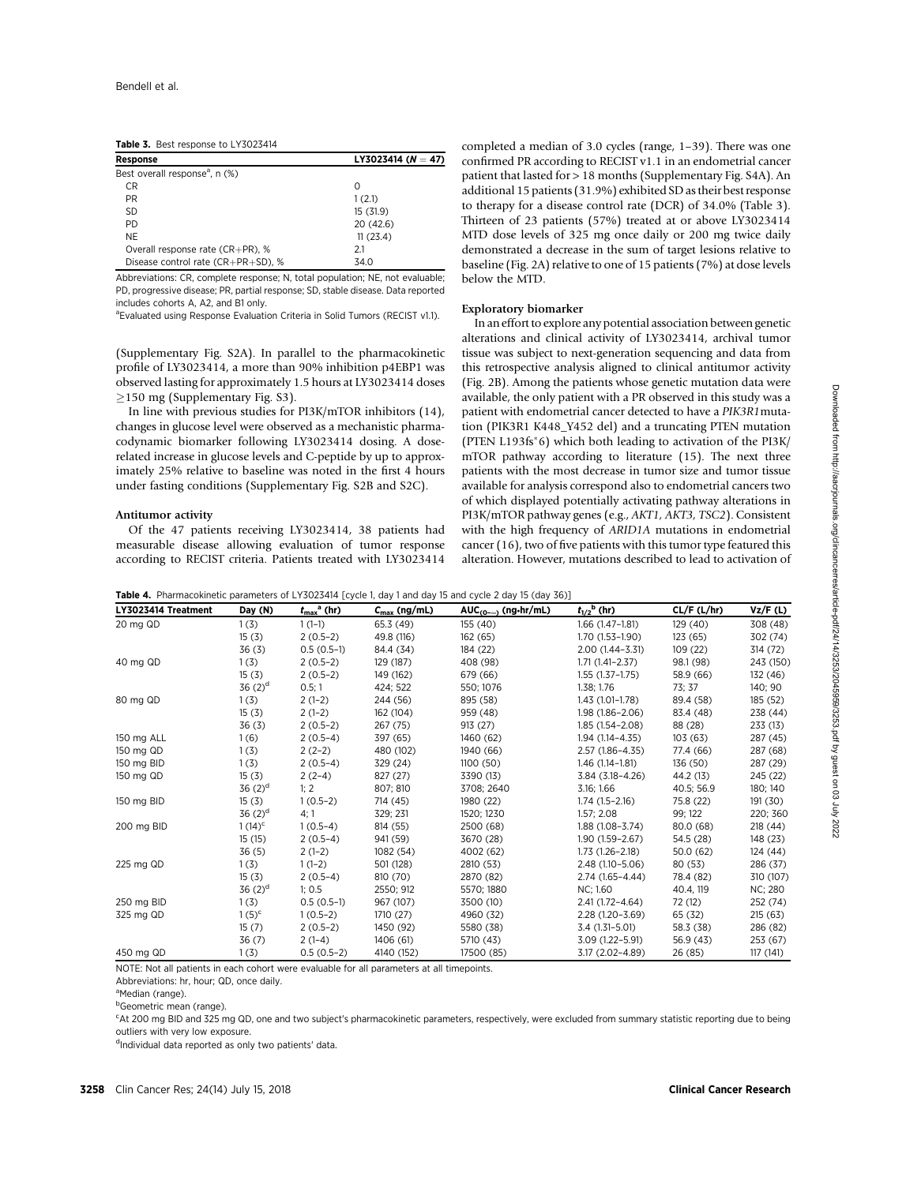**Table 3.** Best response to LY3023414

| Response | LY3023414 ($N = 47$) |
|---|---|
| Best overall response[a], n (%) | |
| CR | 0 |
| PR | 1 (2.1) |
| SD | 15 (31.9) |
| PD | 20 (42.6) |
| NE | 11 (23.4) |
| Overall response rate (CR+PR), % | 2.1 |
| Disease control rate (CR+PR+SD), % | 34.0 |

Abbreviations: CR, complete response; N, total population; NE, not evaluable; PD, progressive disease; PR, partial response; SD, stable disease. Data reported includes cohorts A, A2, and B1 only.

[a]Evaluated using Response Evaluation Criteria in Solid Tumors (RECIST v1.1).

(Supplementary Fig. S2A). In parallel to the pharmacokinetic profile of LY3023414, a more than 90% inhibition p4EBP1 was observed lasting for approximately 1.5 hours at LY3023414 doses ≥150 mg (Supplementary Fig. S3).

In line with previous studies for PI3K/mTOR inhibitors (14), changes in glucose level were observed as a mechanistic pharmacodynamic biomarker following LY3023414 dosing. A dose-related increase in glucose levels and C-peptide by up to approximately 25% relative to baseline was noted in the first 4 hours under fasting conditions (Supplementary Fig. S2B and S2C).

### Antitumor activity

Of the 47 patients receiving LY3023414, 38 patients had measurable disease allowing evaluation of tumor response according to RECIST criteria. Patients treated with LY3023414 completed a median of 3.0 cycles (range, 1–39). There was one confirmed PR according to RECIST v1.1 in an endometrial cancer patient that lasted for > 18 months (Supplementary Fig. S4A). An additional 15 patients (31.9%) exhibited SD as their best response to therapy for a disease control rate (DCR) of 34.0% (Table 3). Thirteen of 23 patients (57%) treated at or above LY3023414 MTD dose levels of 325 mg once daily or 200 mg twice daily demonstrated a decrease in the sum of target lesions relative to baseline (Fig. 2A) relative to one of 15 patients (7%) at dose levels below the MTD.

### Exploratory biomarker

In an effort to explore any potential association between genetic alterations and clinical activity of LY3023414, archival tumor tissue was subject to next-generation sequencing and data from this retrospective analysis aligned to clinical antitumor activity (Fig. 2B). Among the patients whose genetic mutation data were available, the only patient with a PR observed in this study was a patient with endometrial cancer detected to have a *PIK3R1* mutation (PIK3R1 K448_Y452 del) and a truncating PTEN mutation (PTEN L193fs*6) which both leading to activation of the PI3K/mTOR pathway according to literature (15). The next three patients with the most decrease in tumor size and tumor tissue available for analysis correspond also to endometrial cancers two of which displayed potentially activating pathway alterations in PI3K/mTOR pathway genes (e.g., *AKT1*, *AKT3*, *TSC2*). Consistent with the high frequency of *ARID1A* mutations in endometrial cancer (16), two of five patients with this tumor type featured this alteration. However, mutations described to lead to activation of

**Table 4.** Pharmacokinetic parameters of LY3023414 [cycle 1, day 1 and day 15 and cycle 2 day 15 (day 36)]

| LY3023414 Treatment | Day (N) | $t_{max}$[a] (hr) | $C_{max}$ (ng/mL) | $AUC_{(0-\infty)}$ (ng·hr/mL) | $t_{1/2}$[b] (hr) | CL/F (L/hr) | Vz/F (L) |
|---|---|---|---|---|---|---|---|
| 20 mg QD | 1 (3) | 1 (1–1) | 65.3 (49) | 155 (40) | 1.66 (1.47–1.81) | 129 (40) | 308 (48) |
| | 15 (3) | 2 (0.5–2) | 49.8 (116) | 162 (65) | 1.70 (1.53–1.90) | 123 (65) | 302 (74) |
| | 36 (3) | 0.5 (0.5–1) | 84.4 (34) | 184 (22) | 2.00 (1.44–3.31) | 109 (22) | 314 (72) |
| 40 mg QD | 1 (3) | 2 (0.5–2) | 129 (187) | 408 (98) | 1.71 (1.41–2.37) | 98.1 (98) | 243 (150) |
| | 15 (3) | 2 (0.5–2) | 149 (162) | 679 (66) | 1.55 (1.37–1.75) | 58.9 (66) | 132 (46) |
| | 36 (2)[d] | 0.5; 1 | 424; 522 | 550; 1076 | 1.38; 1.76 | 73; 37 | 140; 90 |
| 80 mg QD | 1 (3) | 2 (1–2) | 244 (56) | 895 (58) | 1.43 (1.01–1.78) | 89.4 (58) | 185 (52) |
| | 15 (3) | 2 (1–2) | 162 (104) | 959 (48) | 1.98 (1.86–2.06) | 83.4 (48) | 238 (44) |
| | 36 (3) | 2 (0.5–2) | 267 (75) | 913 (27) | 1.85 (1.54–2.08) | 88 (28) | 233 (13) |
| 150 mg ALL | 1 (6) | 2 (0.5–4) | 397 (65) | 1460 (62) | 1.94 (1.14–4.35) | 103 (63) | 287 (45) |
| 150 mg QD | 1 (3) | 2 (2–2) | 480 (102) | 1940 (66) | 2.57 (1.86–4.35) | 77.4 (66) | 287 (68) |
| 150 mg BID | 1 (3) | 2 (0.5–4) | 329 (24) | 1100 (50) | 1.46 (1.14–1.81) | 136 (50) | 287 (29) |
| 150 mg QD | 15 (3) | 2 (2–4) | 827 (27) | 3390 (13) | 3.84 (3.18–4.26) | 44.2 (13) | 245 (22) |
| | 36 (2)[d] | 1; 2 | 807; 810 | 3708; 2640 | 3.16; 1.66 | 40.5; 56.9 | 180; 140 |
| 150 mg BID | 15 (3) | 1 (0.5–2) | 714 (45) | 1980 (22) | 1.74 (1.5–2.16) | 75.8 (22) | 191 (30) |
| | 36 (2)[d] | 4; 1 | 329; 231 | 1520; 1230 | 1.57; 2.08 | 99; 122 | 220; 360 |
| 200 mg BID | 1 (14)[c] | 1 (0.5–4) | 814 (55) | 2500 (68) | 1.88 (1.08–3.74) | 80.0 (68) | 218 (44) |
| | 15 (15) | 2 (0.5–4) | 941 (59) | 3670 (28) | 1.90 (1.59–2.67) | 54.5 (28) | 148 (23) |
| | 36 (5) | 2 (1–2) | 1082 (54) | 4002 (62) | 1.73 (1.26–2.18) | 50.0 (62) | 124 (44) |
| 225 mg QD | 1 (3) | 1 (1–2) | 501 (128) | 2810 (53) | 2.48 (1.10–5.06) | 80 (53) | 286 (37) |
| | 15 (3) | 2 (0.5–4) | 810 (70) | 2870 (82) | 2.74 (1.65–4.44) | 78.4 (82) | 310 (107) |
| | 36 (2)[d] | 1; 0.5 | 2550; 912 | 5570; 1880 | NC; 1.60 | 40.4, 119 | NC; 280 |
| 250 mg BID | 1 (3) | 0.5 (0.5–1) | 967 (107) | 3500 (10) | 2.41 (1.72–4.64) | 72 (12) | 252 (74) |
| 325 mg QD | 1 (5)[c] | 1 (0.5–2) | 1710 (27) | 4960 (32) | 2.28 (1.20–3.69) | 65 (32) | 215 (63) |
| | 15 (7) | 2 (0.5–2) | 1450 (92) | 5580 (38) | 3.4 (1.31–5.01) | 58.3 (38) | 286 (82) |
| | 36 (7) | 2 (1–4) | 1406 (61) | 5710 (43) | 3.09 (1.22–5.91) | 56.9 (43) | 253 (67) |
| 450 mg QD | 1 (3) | 0.5 (0.5–2) | 4140 (152) | 17500 (85) | 3.17 (2.02–4.89) | 26 (85) | 117 (141) |

NOTE: Not all patients in each cohort were evaluable for all parameters at all timepoints.

Abbreviations: hr, hour; QD, once daily.

[a]Median (range).

[b]Geometric mean (range).

[c]At 200 mg BID and 325 mg QD, one and two subject's pharmacokinetic parameters, respectively, were excluded from summary statistic reporting due to being outliers with very low exposure.

[d]Individual data reported as only two patients' data.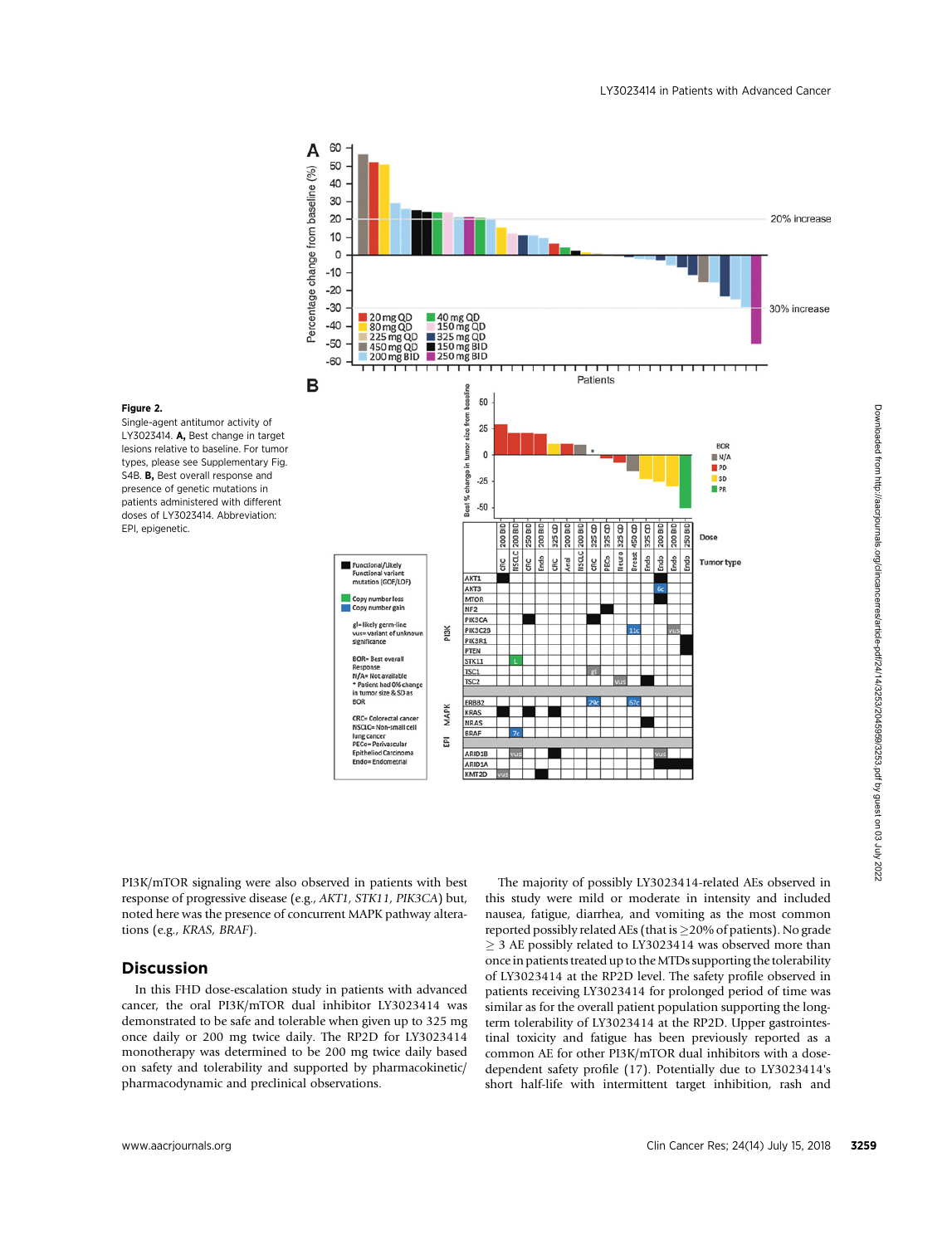**Figure 2.**
Single-agent antitumor activity of LY3023414. **A,** Best change in target lesions relative to baseline. For tumor types, please see Supplementary Fig. S4B. **B,** Best overall response and presence of genetic mutations in patients administered with different doses of LY3023414. Abbreviation: EPI, epigenetic.

PI3K/mTOR signaling were also observed in patients with best response of progressive disease (e.g., *AKT1, STK11, PIK3CA*) but, noted here was the presence of concurrent MAPK pathway alterations (e.g., *KRAS, BRAF*).

## Discussion

In this FHD dose-escalation study in patients with advanced cancer, the oral PI3K/mTOR dual inhibitor LY3023414 was demonstrated to be safe and tolerable when given up to 325 mg once daily or 200 mg twice daily. The RP2D for LY3023414 monotherapy was determined to be 200 mg twice daily based on safety and tolerability and supported by pharmacokinetic/pharmacodynamic and preclinical observations.

The majority of possibly LY3023414-related AEs observed in this study were mild or moderate in intensity and included nausea, fatigue, diarrhea, and vomiting as the most common reported possibly related AEs (that is ≥20% of patients). No grade ≥ 3 AE possibly related to LY3023414 was observed more than once in patients treated up to the MTDs supporting the tolerability of LY3023414 at the RP2D level. The safety profile observed in patients receiving LY3023414 for prolonged period of time was similar as for the overall patient population supporting the long-term tolerability of LY3023414 at the RP2D. Upper gastrointestinal toxicity and fatigue has been previously reported as a common AE for other PI3K/mTOR dual inhibitors with a dose-dependent safety profile (17). Potentially due to LY3023414's short half-life with intermittent target inhibition, rash and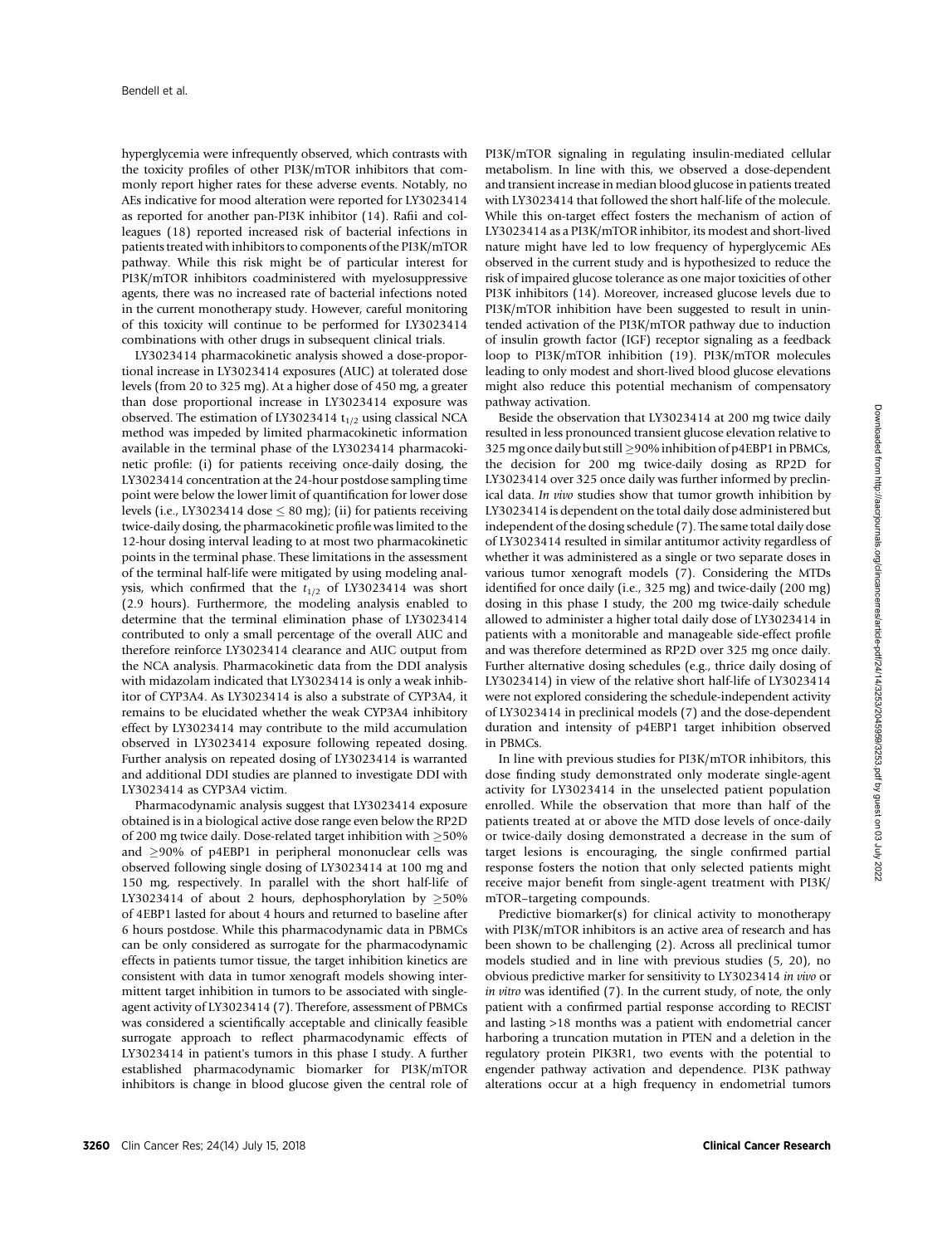hyperglycemia were infrequently observed, which contrasts with the toxicity profiles of other PI3K/mTOR inhibitors that commonly report higher rates for these adverse events. Notably, no AEs indicative for mood alteration were reported for LY3023414 as reported for another pan-PI3K inhibitor (14). Rafii and colleagues (18) reported increased risk of bacterial infections in patients treated with inhibitors to components of the PI3K/mTOR pathway. While this risk might be of particular interest for PI3K/mTOR inhibitors coadministered with myelosuppressive agents, there was no increased rate of bacterial infections noted in the current monotherapy study. However, careful monitoring of this toxicity will continue to be performed for LY3023414 combinations with other drugs in subsequent clinical trials.

LY3023414 pharmacokinetic analysis showed a dose-proportional increase in LY3023414 exposures (AUC) at tolerated dose levels (from 20 to 325 mg). At a higher dose of 450 mg, a greater than dose proportional increase in LY3023414 exposure was observed. The estimation of LY3023414 $t_{1/2}$ using classical NCA method was impeded by limited pharmacokinetic information available in the terminal phase of the LY3023414 pharmacokinetic profile: (i) for patients receiving once-daily dosing, the LY3023414 concentration at the 24-hour postdose sampling time point were below the lower limit of quantification for lower dose levels (i.e., LY3023414 dose ≤ 80 mg); (ii) for patients receiving twice-daily dosing, the pharmacokinetic profile was limited to the 12-hour dosing interval leading to at most two pharmacokinetic points in the terminal phase. These limitations in the assessment of the terminal half-life were mitigated by using modeling analysis, which confirmed that the $t_{1/2}$ of LY3023414 was short (2.9 hours). Furthermore, the modeling analysis enabled to determine that the terminal elimination phase of LY3023414 contributed to only a small percentage of the overall AUC and therefore reinforce LY3023414 clearance and AUC output from the NCA analysis. Pharmacokinetic data from the DDI analysis with midazolam indicated that LY3023414 is only a weak inhibitor of CYP3A4. As LY3023414 is also a substrate of CYP3A4, it remains to be elucidated whether the weak CYP3A4 inhibitory effect by LY3023414 may contribute to the mild accumulation observed in LY3023414 exposure following repeated dosing. Further analysis on repeated dosing of LY3023414 is warranted and additional DDI studies are planned to investigate DDI with LY3023414 as CYP3A4 victim.

Pharmacodynamic analysis suggest that LY3023414 exposure obtained is in a biological active dose range even below the RP2D of 200 mg twice daily. Dose-related target inhibition with ≥50% and ≥90% of p4EBP1 in peripheral mononuclear cells was observed following single dosing of LY3023414 at 100 mg and 150 mg, respectively. In parallel with the short half-life of LY3023414 of about 2 hours, dephosphorylation by ≥50% of 4EBP1 lasted for about 4 hours and returned to baseline after 6 hours postdose. While this pharmacodynamic data in PBMCs can be only considered as surrogate for the pharmacodynamic effects in patients tumor tissue, the target inhibition kinetics are consistent with data in tumor xenograft models showing intermittent target inhibition in tumors to be associated with single-agent activity of LY3023414 (7). Therefore, assessment of PBMCs was considered a scientifically acceptable and clinically feasible surrogate approach to reflect pharmacodynamic effects of LY3023414 in patient's tumors in this phase I study. A further established pharmacodynamic biomarker for PI3K/mTOR inhibitors is change in blood glucose given the central role of PI3K/mTOR signaling in regulating insulin-mediated cellular metabolism. In line with this, we observed a dose-dependent and transient increase in median blood glucose in patients treated with LY3023414 that followed the short half-life of the molecule. While this on-target effect fosters the mechanism of action of LY3023414 as a PI3K/mTOR inhibitor, its modest and short-lived nature might have led to low frequency of hyperglycemic AEs observed in the current study and is hypothesized to reduce the risk of impaired glucose tolerance as one major toxicities of other PI3K inhibitors (14). Moreover, increased glucose levels due to PI3K/mTOR inhibition have been suggested to result in unintended activation of the PI3K/mTOR pathway due to induction of insulin growth factor (IGF) receptor signaling as a feedback loop to PI3K/mTOR inhibition (19). PI3K/mTOR molecules leading to only modest and short-lived blood glucose elevations might also reduce this potential mechanism of compensatory pathway activation.

Beside the observation that LY3023414 at 200 mg twice daily resulted in less pronounced transient glucose elevation relative to 325 mg once daily but still ≥90% inhibition of p4EBP1 in PBMCs, the decision for 200 mg twice-daily dosing as RP2D for LY3023414 over 325 once daily was further informed by preclinical data. *In vivo* studies show that tumor growth inhibition by LY3023414 is dependent on the total daily dose administered but independent of the dosing schedule (7). The same total daily dose of LY3023414 resulted in similar antitumor activity regardless of whether it was administered as a single or two separate doses in various tumor xenograft models (7). Considering the MTDs identified for once daily (i.e., 325 mg) and twice-daily (200 mg) dosing in this phase I study, the 200 mg twice-daily schedule allowed to administer a higher total daily dose of LY3023414 in patients with a monitorable and manageable side-effect profile and was therefore determined as RP2D over 325 mg once daily. Further alternative dosing schedules (e.g., thrice daily dosing of LY3023414) in view of the relative short half-life of LY3023414 were not explored considering the schedule-independent activity of LY3023414 in preclinical models (7) and the dose-dependent duration and intensity of p4EBP1 target inhibition observed in PBMCs.

In line with previous studies for PI3K/mTOR inhibitors, this dose finding study demonstrated only moderate single-agent activity for LY3023414 in the unselected patient population enrolled. While the observation that more than half of the patients treated at or above the MTD dose levels of once-daily or twice-daily dosing demonstrated a decrease in the sum of target lesions is encouraging, the single confirmed partial response fosters the notion that only selected patients might receive major benefit from single-agent treatment with PI3K/mTOR–targeting compounds.

Predictive biomarker(s) for clinical activity to monotherapy with PI3K/mTOR inhibitors is an active area of research and has been shown to be challenging (2). Across all preclinical tumor models studied and in line with previous studies (5, 20), no obvious predictive marker for sensitivity to LY3023414 *in vivo* or *in vitro* was identified (7). In the current study, of note, the only patient with a confirmed partial response according to RECIST and lasting >18 months was a patient with endometrial cancer harboring a truncation mutation in PTEN and a deletion in the regulatory protein PIK3R1, two events with the potential to engender pathway activation and dependence. PI3K pathway alterations occur at a high frequency in endometrial tumors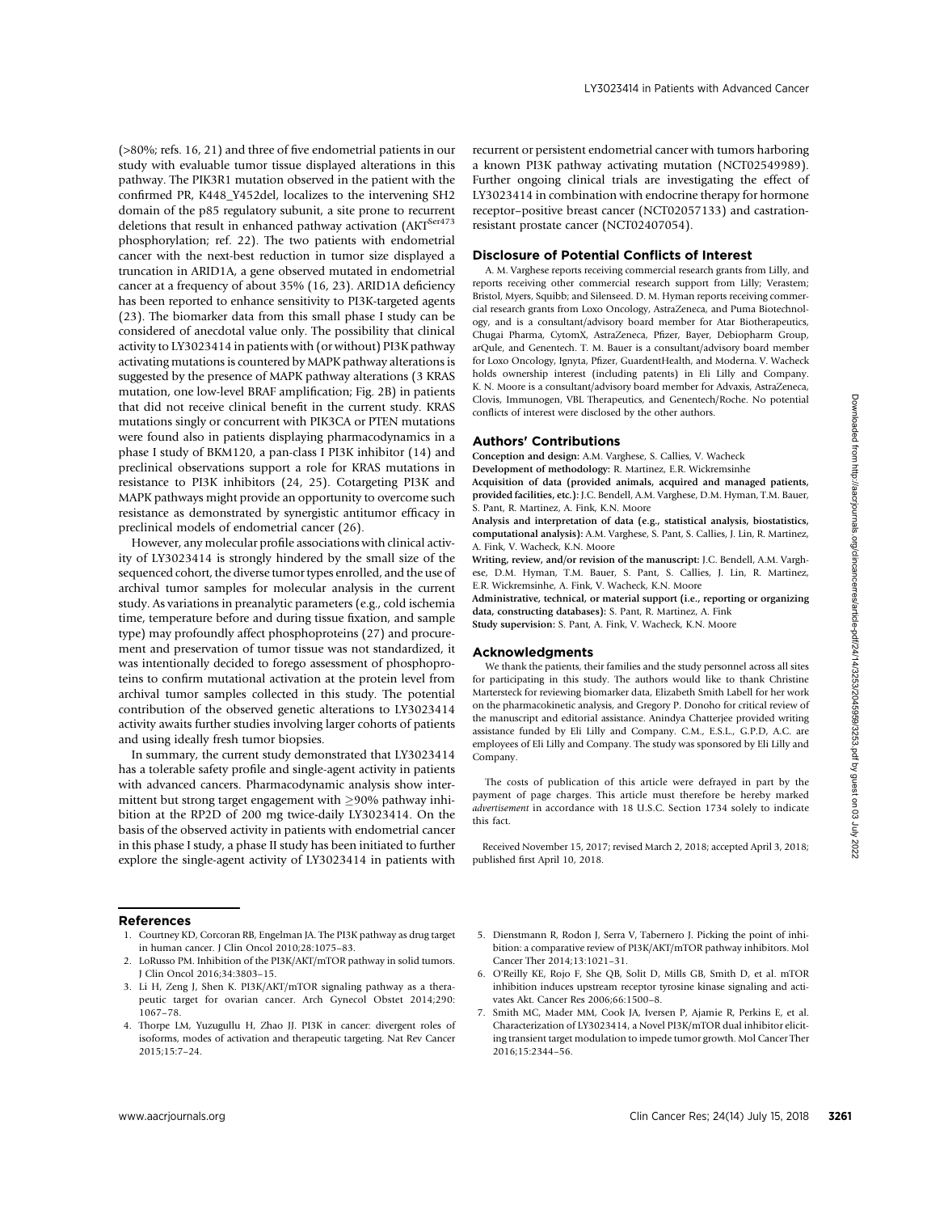(>80%; refs. 16, 21) and three of five endometrial patients in our study with evaluable tumor tissue displayed alterations in this pathway. The PIK3R1 mutation observed in the patient with the confirmed PR, K448_Y452del, localizes to the intervening SH2 domain of the p85 regulatory subunit, a site prone to recurrent deletions that result in enhanced pathway activation ($AKT^{Ser473}$ phosphorylation; ref. 22). The two patients with endometrial cancer with the next-best reduction in tumor size displayed a truncation in ARID1A, a gene observed mutated in endometrial cancer at a frequency of about 35% (16, 23). ARID1A deficiency has been reported to enhance sensitivity to PI3K-targeted agents (23). The biomarker data from this small phase I study can be considered of anecdotal value only. The possibility that clinical activity to LY3023414 in patients with (or without) PI3K pathway activating mutations is countered by MAPK pathway alterations is suggested by the presence of MAPK pathway alterations (3 KRAS mutation, one low-level BRAF amplification; Fig. 2B) in patients that did not receive clinical benefit in the current study. KRAS mutations singly or concurrent with PIK3CA or PTEN mutations were found also in patients displaying pharmacodynamics in a phase I study of BKM120, a pan-class I PI3K inhibitor (14) and preclinical observations support a role for KRAS mutations in resistance to PI3K inhibitors (24, 25). Cotargeting PI3K and MAPK pathways might provide an opportunity to overcome such resistance as demonstrated by synergistic antitumor efficacy in preclinical models of endometrial cancer (26).

However, any molecular profile associations with clinical activity of LY3023414 is strongly hindered by the small size of the sequenced cohort, the diverse tumor types enrolled, and the use of archival tumor samples for molecular analysis in the current study. As variations in preanalytic parameters (e.g., cold ischemia time, temperature before and during tissue fixation, and sample type) may profoundly affect phosphoproteins (27) and procurement and preservation of tumor tissue was not standardized, it was intentionally decided to forego assessment of phosphoproteins to confirm mutational activation at the protein level from archival tumor samples collected in this study. The potential contribution of the observed genetic alterations to LY3023414 activity awaits further studies involving larger cohorts of patients and using ideally fresh tumor biopsies.

In summary, the current study demonstrated that LY3023414 has a tolerable safety profile and single-agent activity in patients with advanced cancers. Pharmacodynamic analysis show intermittent but strong target engagement with $\geq$90% pathway inhibition at the RP2D of 200 mg twice-daily LY3023414. On the basis of the observed activity in patients with endometrial cancer in this phase I study, a phase II study has been initiated to further explore the single-agent activity of LY3023414 in patients with recurrent or persistent endometrial cancer with tumors harboring a known PI3K pathway activating mutation (NCT02549989). Further ongoing clinical trials are investigating the effect of LY3023414 in combination with endocrine therapy for hormone receptor–positive breast cancer (NCT02057133) and castration-resistant prostate cancer (NCT02407054).

## Disclosure of Potential Conflicts of Interest

A. M. Varghese reports receiving commercial research grants from Lilly, and reports receiving other commercial research support from Lilly; Verastem; Bristol, Myers, Squibb; and Silenseed. D. M. Hyman reports receiving commercial research grants from Loxo Oncology, AstraZeneca, and Puma Biotechnology, and is a consultant/advisory board member for Atar Biotherapeutics, Chugai Pharma, CytomX, AstraZeneca, Pfizer, Bayer, Debiopharm Group, arQule, and Genentech. T. M. Bauer is a consultant/advisory board member for Loxo Oncology, Ignyta, Pfizer, GuardentHealth, and Moderna. V. Wacheck holds ownership interest (including patents) in Eli Lilly and Company. K. N. Moore is a consultant/advisory board member for Advaxis, AstraZeneca, Clovis, Immunogen, VBL Therapeutics, and Genentech/Roche. No potential conflicts of interest were disclosed by the other authors.

## Authors' Contributions

**Conception and design:** A.M. Varghese, S. Callies, V. Wacheck

**Development of methodology:** R. Martinez, E.R. Wickremsinhe

**Acquisition of data (provided animals, acquired and managed patients, provided facilities, etc.):** J.C. Bendell, A.M. Varghese, D.M. Hyman, T.M. Bauer, S. Pant, R. Martinez, A. Fink, K.N. Moore

**Analysis and interpretation of data (e.g., statistical analysis, biostatistics, computational analysis):** A.M. Varghese, S. Pant, S. Callies, J. Lin, R. Martinez, A. Fink, V. Wacheck, K.N. Moore

**Writing, review, and/or revision of the manuscript:** J.C. Bendell, A.M. Varghese, D.M. Hyman, T.M. Bauer, S. Pant, S. Callies, J. Lin, R. Martinez, E.R. Wickremsinhe, A. Fink, V. Wacheck, K.N. Moore

**Administrative, technical, or material support (i.e., reporting or organizing data, constructing databases):** S. Pant, R. Martinez, A. Fink

**Study supervision:** S. Pant, A. Fink, V. Wacheck, K.N. Moore

## Acknowledgments

We thank the patients, their families and the study personnel across all sites for participating in this study. The authors would like to thank Christine Martersteck for reviewing biomarker data, Elizabeth Smith Labell for her work on the pharmacokinetic analysis, and Gregory P. Donoho for critical review of the manuscript and editorial assistance. Anindya Chatterjee provided writing assistance funded by Eli Lilly and Company. C.M., E.S.L., G.P.D, A.C. are employees of Eli Lilly and Company. The study was sponsored by Eli Lilly and Company.

The costs of publication of this article were defrayed in part by the payment of page charges. This article must therefore be hereby marked *advertisement* in accordance with 18 U.S.C. Section 1734 solely to indicate this fact.

Received November 15, 2017; revised March 2, 2018; accepted April 3, 2018; published first April 10, 2018.

## References

1. Courtney KD, Corcoran RB, Engelman JA. The PI3K pathway as drug target in human cancer. J Clin Oncol 2010;28:1075–83.
2. LoRusso PM. Inhibition of the PI3K/AKT/mTOR pathway in solid tumors. J Clin Oncol 2016;34:3803–15.
3. Li H, Zeng J, Shen K. PI3K/AKT/mTOR signaling pathway as a therapeutic target for ovarian cancer. Arch Gynecol Obstet 2014;290:1067–78.
4. Thorpe LM, Yuzugullu H, Zhao JJ. PI3K in cancer: divergent roles of isoforms, modes of activation and therapeutic targeting. Nat Rev Cancer 2015;15:7–24.
5. Dienstmann R, Rodon J, Serra V, Tabernero J. Picking the point of inhibition: a comparative review of PI3K/AKT/mTOR pathway inhibitors. Mol Cancer Ther 2014;13:1021–31.
6. O'Reilly KE, Rojo F, She QB, Solit D, Mills GB, Smith D, et al. mTOR inhibition induces upstream receptor tyrosine kinase signaling and activates Akt. Cancer Res 2006;66:1500–8.
7. Smith MC, Mader MM, Cook JA, Iversen P, Ajamie R, Perkins E, et al. Characterization of LY3023414, a Novel PI3K/mTOR dual inhibitor eliciting transient target modulation to impede tumor growth. Mol Cancer Ther 2016;15:2344–56.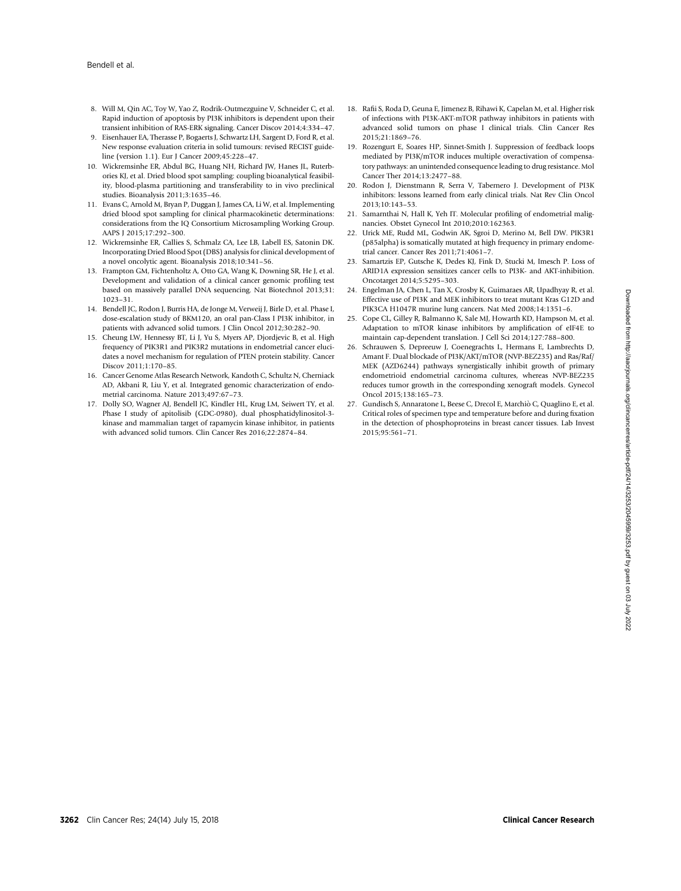8. Will M, Qin AC, Toy W, Yao Z, Rodrik-Outmezguine V, Schneider C, et al. Rapid induction of apoptosis by PI3K inhibitors is dependent upon their transient inhibition of RAS-ERK signaling. Cancer Discov 2014;4:334–47.
9. Eisenhauer EA, Therasse P, Bogaerts J, Schwartz LH, Sargent D, Ford R, et al. New response evaluation criteria in solid tumours: revised RECIST guideline (version 1.1). Eur J Cancer 2009;45:228–47.
10. Wickremsinhe ER, Abdul BG, Huang NH, Richard JW, Hanes JL, Ruterbories KJ, et al. Dried blood spot sampling: coupling bioanalytical feasibility, blood-plasma partitioning and transferability to in vivo preclinical studies. Bioanalysis 2011;3:1635–46.
11. Evans C, Arnold M, Bryan P, Duggan J, James CA, Li W, et al. Implementing dried blood spot sampling for clinical pharmacokinetic determinations: considerations from the IQ Consortium Microsampling Working Group. AAPS J 2015;17:292–300.
12. Wickremsinhe ER, Callies S, Schmalz CA, Lee LB, Labell ES, Satonin DK. Incorporating Dried Blood Spot (DBS) analysis for clinical development of a novel oncolytic agent. Bioanalysis 2018;10:341–56.
13. Frampton GM, Fichtenholtz A, Otto GA, Wang K, Downing SR, He J, et al. Development and validation of a clinical cancer genomic profiling test based on massively parallel DNA sequencing. Nat Biotechnol 2013;31:1023–31.
14. Bendell JC, Rodon J, Burris HA, de Jonge M, Verweij J, Birle D, et al. Phase I, dose-escalation study of BKM120, an oral pan-Class I PI3K inhibitor, in patients with advanced solid tumors. J Clin Oncol 2012;30:282–90.
15. Cheung LW, Hennessy BT, Li J, Yu S, Myers AP, Djordjevic B, et al. High frequency of PIK3R1 and PIK3R2 mutations in endometrial cancer elucidates a novel mechanism for regulation of PTEN protein stability. Cancer Discov 2011;1:170–85.
16. Cancer Genome Atlas Research Network, Kandoth C, Schultz N, Cherniack AD, Akbani R, Liu Y, et al. Integrated genomic characterization of endometrial carcinoma. Nature 2013;497:67–73.
17. Dolly SO, Wagner AJ, Bendell JC, Kindler HL, Krug LM, Seiwert TY, et al. Phase I study of apitolisib (GDC-0980), dual phosphatidylinositol-3-kinase and mammalian target of rapamycin kinase inhibitor, in patients with advanced solid tumors. Clin Cancer Res 2016;22:2874–84.
18. Rafii S, Roda D, Geuna E, Jimenez B, Rihawi K, Capelan M, et al. Higher risk of infections with PI3K-AKT-mTOR pathway inhibitors in patients with advanced solid tumors on phase I clinical trials. Clin Cancer Res 2015;21:1869–76.
19. Rozengurt E, Soares HP, Sinnet-Smith J. Suppression of feedback loops mediated by PI3K/mTOR induces multiple overactivation of compensatory pathways: an unintended consequence leading to drug resistance. Mol Cancer Ther 2014;13:2477–88.
20. Rodon J, Dienstmann R, Serra V, Tabernero J. Development of PI3K inhibitors: lessons learned from early clinical trials. Nat Rev Clin Oncol 2013;10:143–53.
21. Samarnthai N, Hall K, Yeh IT. Molecular profiling of endometrial malignancies. Obstet Gynecol Int 2010;2010:162363.
22. Urick ME, Rudd ML, Godwin AK, Sgroi D, Merino M, Bell DW. PIK3R1 (p85alpha) is somatically mutated at high frequency in primary endometrial cancer. Cancer Res 2011;71:4061–7.
23. Samartzis EP, Gutsche K, Dedes KJ, Fink D, Stucki M, Imesch P. Loss of ARID1A expression sensitizes cancer cells to PI3K- and AKT-inhibition. Oncotarget 2014;5:5295–303.
24. Engelman JA, Chen L, Tan X, Crosby K, Guimaraes AR, Upadhyay R, et al. Effective use of PI3K and MEK inhibitors to treat mutant Kras G12D and PIK3CA H1047R murine lung cancers. Nat Med 2008;14:1351–6.
25. Cope CL, Gilley R, Balmanno K, Sale MJ, Howarth KD, Hampson M, et al. Adaptation to mTOR kinase inhibitors by amplification of eIF4E to maintain cap-dependent translation. J Cell Sci 2014;127:788–800.
26. Schrauwen S, Depreeuw J, Coenegrachts L, Hermans E, Lambrechts D, Amant F. Dual blockade of PI3K/AKT/mTOR (NVP-BEZ235) and Ras/Raf/MEK (AZD6244) pathways synergistically inhibit growth of primary endometrioid endometrial carcinoma cultures, whereas NVP-BEZ235 reduces tumor growth in the corresponding xenograft models. Gynecol Oncol 2015;138:165–73.
27. Gundisch S, Annaratone L, Beese C, Drecol E, Marchiò C, Quaglino E, et al. Critical roles of specimen type and temperature before and during fixation in the detection of phosphoproteins in breast cancer tissues. Lab Invest 2015;95:561–71.